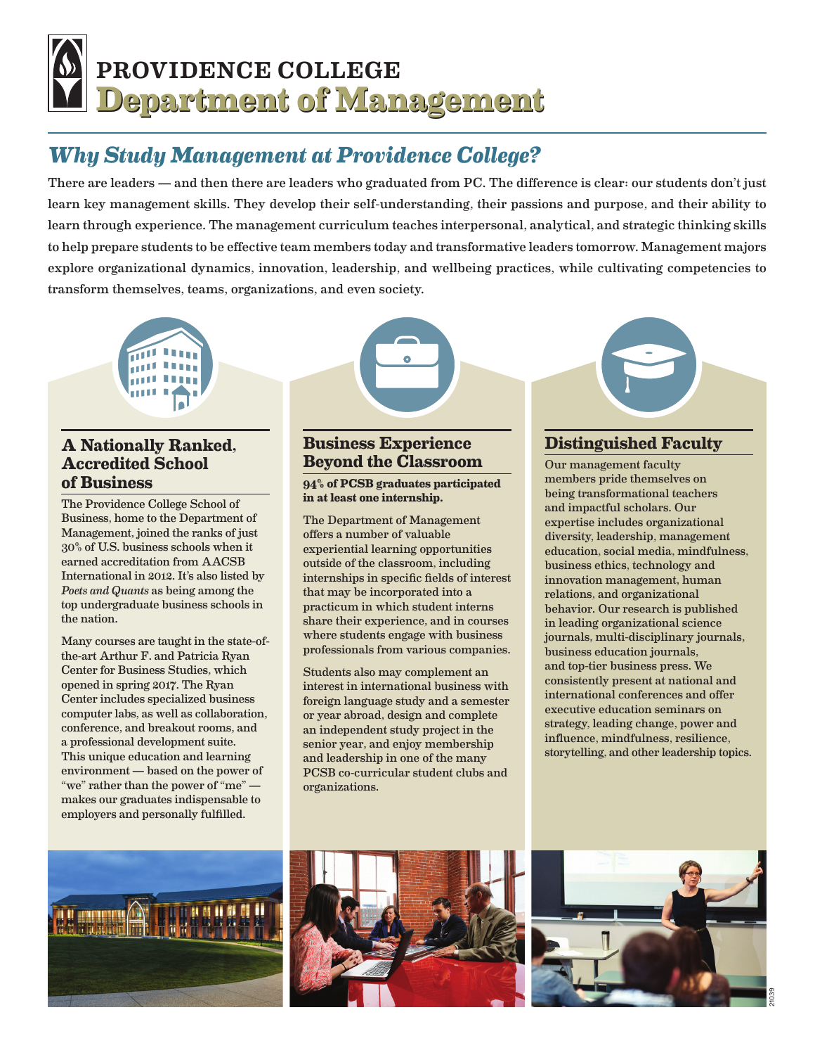# PROVIDENCE COLLEGE
# Department of Management

## *Why Study Management at Providence College?*

There are leaders — and then there are leaders who graduated from PC. The difference is clear: our students don't just learn key management skills. They develop their self-understanding, their passions and purpose, and their ability to learn through experience. The management curriculum teaches interpersonal, analytical, and strategic thinking skills to help prepare students to be effective team members today and transformative leaders tomorrow. Management majors explore organizational dynamics, innovation, leadership, and wellbeing practices, while cultivating competencies to transform themselves, teams, organizations, and even society.

### A Nationally Ranked, Accredited School of Business

The Providence College School of Business, home to the Department of Management, joined the ranks of just 30% of U.S. business schools when it earned accreditation from AACSB International in 2012. It's also listed by *Poets and Quants* as being among the top undergraduate business schools in the nation.

Many courses are taught in the state-of-the-art Arthur F. and Patricia Ryan Center for Business Studies, which opened in spring 2017. The Ryan Center includes specialized business computer labs, as well as collaboration, conference, and breakout rooms, and a professional development suite. This unique education and learning environment — based on the power of "we" rather than the power of "me" — makes our graduates indispensable to employers and personally fulfilled.

### Business Experience Beyond the Classroom

**94% of PCSB graduates participated in at least one internship.**

The Department of Management offers a number of valuable experiential learning opportunities outside of the classroom, including internships in specific fields of interest that may be incorporated into a practicum in which student interns share their experience, and in courses where students engage with business professionals from various companies.

Students also may complement an interest in international business with foreign language study and a semester or year abroad, design and complete an independent study project in the senior year, and enjoy membership and leadership in one of the many PCSB co-curricular student clubs and organizations.

### Distinguished Faculty

Our management faculty members pride themselves on being transformational teachers and impactful scholars. Our expertise includes organizational diversity, leadership, management education, social media, mindfulness, business ethics, technology and innovation management, human relations, and organizational behavior. Our research is published in leading organizational science journals, multi-disciplinary journals, business education journals, and top-tier business press. We consistently present at national and international conferences and offer executive education seminars on strategy, leading change, power and influence, mindfulness, resilience, storytelling, and other leadership topics.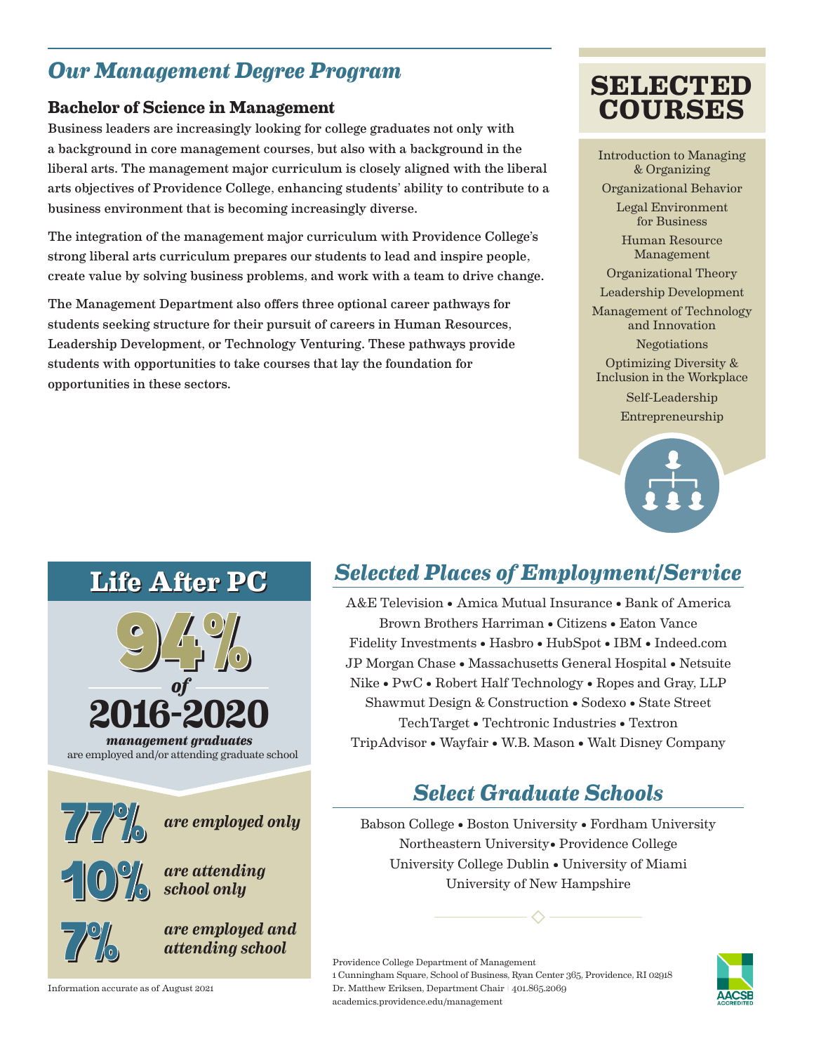## *Our Management Degree Program*

### Bachelor of Science in Management

Business leaders are increasingly looking for college graduates not only with a background in core management courses, but also with a background in the liberal arts. The management major curriculum is closely aligned with the liberal arts objectives of Providence College, enhancing students' ability to contribute to a business environment that is becoming increasingly diverse.

The integration of the management major curriculum with Providence College's strong liberal arts curriculum prepares our students to lead and inspire people, create value by solving business problems, and work with a team to drive change.

The Management Department also offers three optional career pathways for students seeking structure for their pursuit of careers in Human Resources, Leadership Development, or Technology Venturing. These pathways provide students with opportunities to take courses that lay the foundation for opportunities in these sectors.

## SELECTED COURSES

Introduction to Managing & Organizing
Organizational Behavior
Legal Environment for Business
Human Resource Management
Organizational Theory
Leadership Development
Management of Technology and Innovation
Negotiations
Optimizing Diversity & Inclusion in the Workplace
Self-Leadership
Entrepreneurship

## Life After PC

**94%** *of* **2016-2020** ***management graduates*** are employed and/or attending graduate school

**77%** *are employed only*

**10%** *are attending school only*

**7%** *are employed and attending school*

Information accurate as of August 2021

## *Selected Places of Employment/Service*

A&E Television • Amica Mutual Insurance • Bank of America
Brown Brothers Harriman • Citizens • Eaton Vance
Fidelity Investments • Hasbro • HubSpot • IBM • Indeed.com
JP Morgan Chase • Massachusetts General Hospital • Netsuite
Nike • PwC • Robert Half Technology • Ropes and Gray, LLP
Shawmut Design & Construction • Sodexo • State Street
TechTarget • Techtronic Industries • Textron
TripAdvisor • Wayfair • W.B. Mason • Walt Disney Company

## *Select Graduate Schools*

Babson College • Boston University • Fordham University
Northeastern University• Providence College
University College Dublin • University of Miami
University of New Hampshire

Providence College Department of Management
1 Cunningham Square, School of Business, Ryan Center 365, Providence, RI 02918
Dr. Matthew Eriksen, Department Chair | 401.865.2069
academics.providence.edu/management

AACSB ACCREDITED